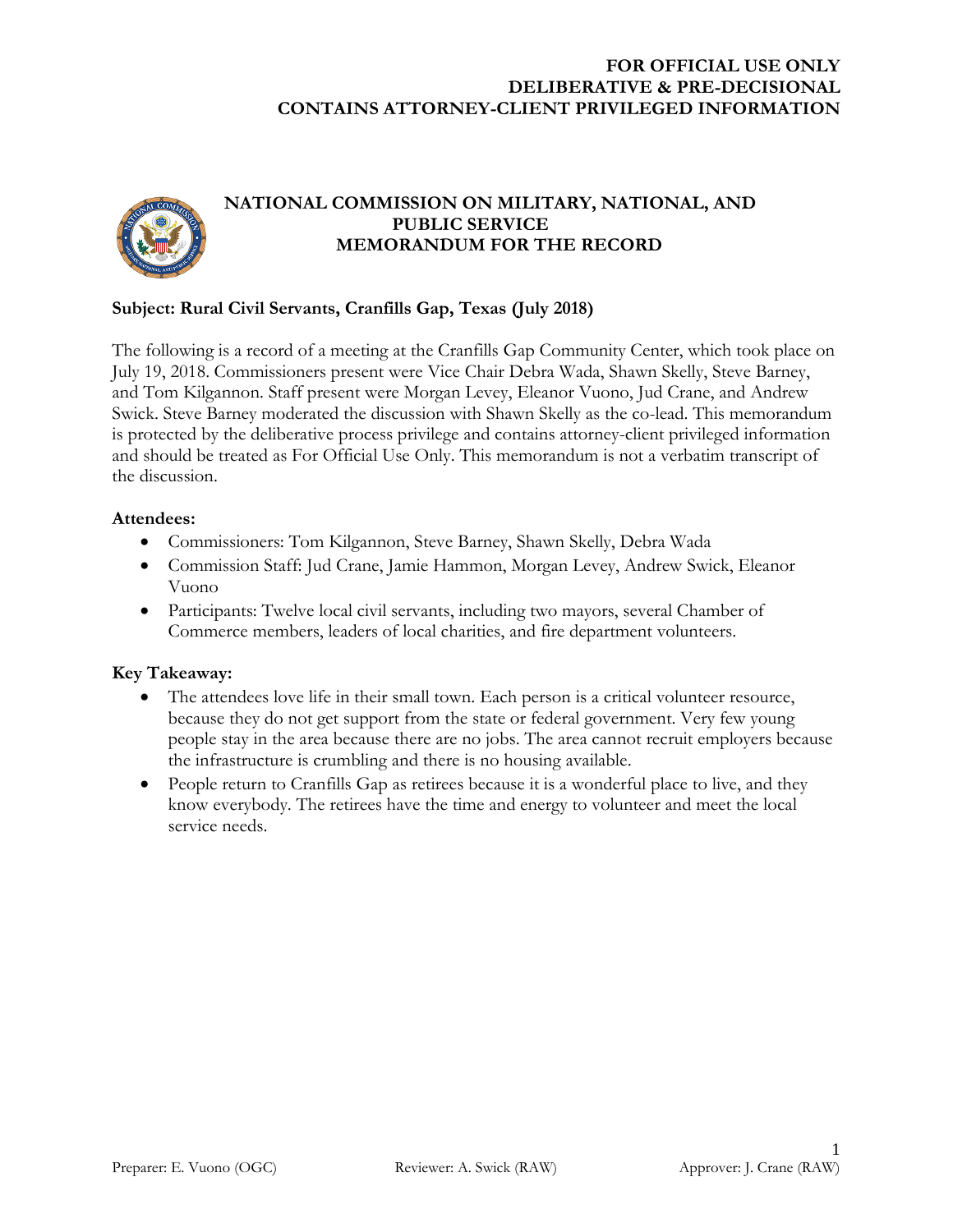**FOR OFFICIAL USE ONLY**
**DELIBERATIVE & PRE-DECISIONAL**
**CONTAINS ATTORNEY-CLIENT PRIVILEGED INFORMATION**

# NATIONAL COMMISSION ON MILITARY, NATIONAL, AND PUBLIC SERVICE
## MEMORANDUM FOR THE RECORD

**Subject: Rural Civil Servants, Cranfills Gap, Texas (July 2018)**

The following is a record of a meeting at the Cranfills Gap Community Center, which took place on July 19, 2018. Commissioners present were Vice Chair Debra Wada, Shawn Skelly, Steve Barney, and Tom Kilgannon. Staff present were Morgan Levey, Eleanor Vuono, Jud Crane, and Andrew Swick. Steve Barney moderated the discussion with Shawn Skelly as the co-lead. This memorandum is protected by the deliberative process privilege and contains attorney-client privileged information and should be treated as For Official Use Only. This memorandum is not a verbatim transcript of the discussion.

**Attendees:**

- Commissioners: Tom Kilgannon, Steve Barney, Shawn Skelly, Debra Wada
- Commission Staff: Jud Crane, Jamie Hammon, Morgan Levey, Andrew Swick, Eleanor Vuono
- Participants: Twelve local civil servants, including two mayors, several Chamber of Commerce members, leaders of local charities, and fire department volunteers.

**Key Takeaway:**

- The attendees love life in their small town. Each person is a critical volunteer resource, because they do not get support from the state or federal government. Very few young people stay in the area because there are no jobs. The area cannot recruit employers because the infrastructure is crumbling and there is no housing available.
- People return to Cranfills Gap as retirees because it is a wonderful place to live, and they know everybody. The retirees have the time and energy to volunteer and meet the local service needs.

Preparer: E. Vuono (OGC) Reviewer: A. Swick (RAW) Approver: J. Crane (RAW)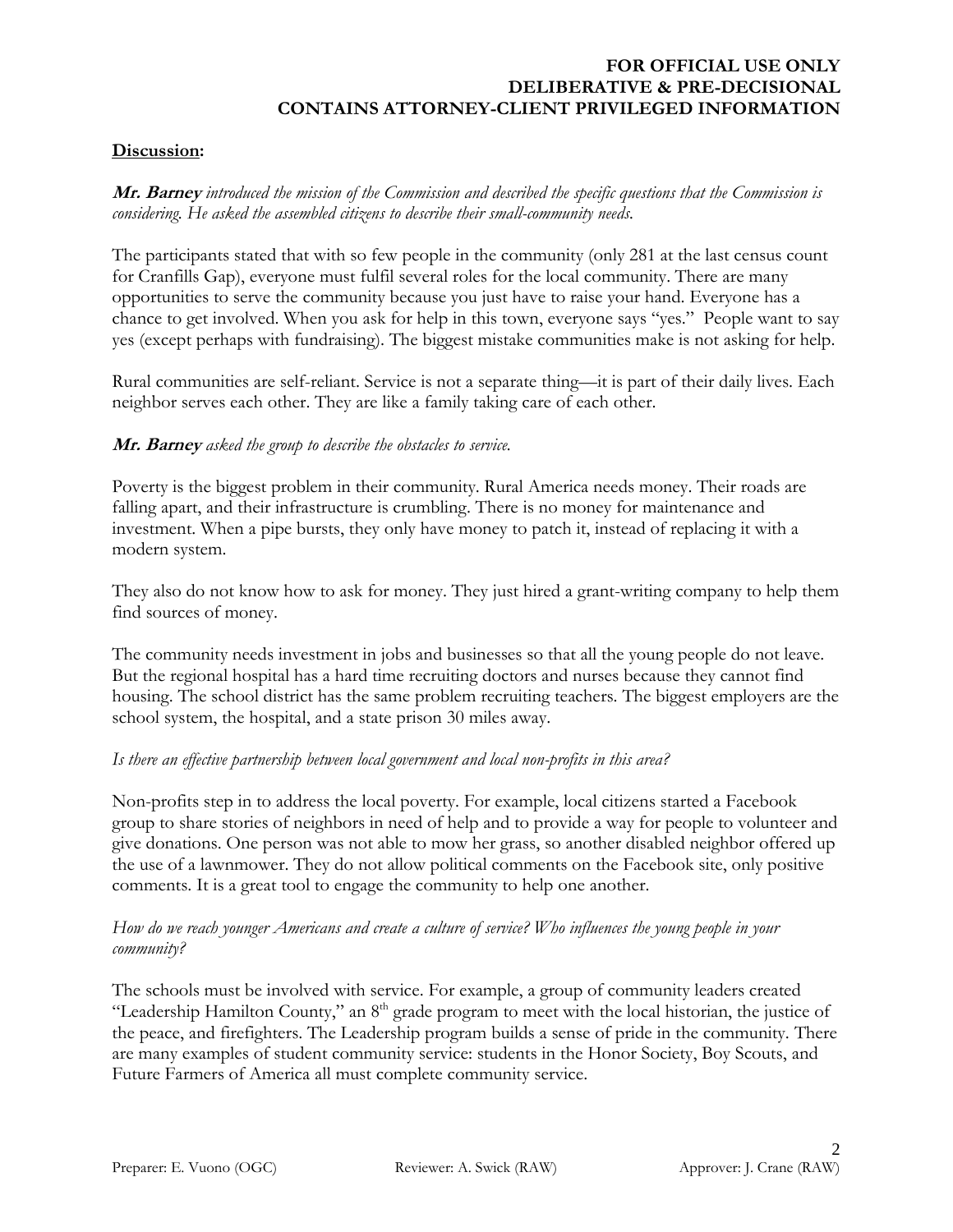**Discussion:**

***Mr. Barney** introduced the mission of the Commission and described the specific questions that the Commission is considering. He asked the assembled citizens to describe their small-community needs.*

The participants stated that with so few people in the community (only 281 at the last census count for Cranfills Gap), everyone must fulfil several roles for the local community. There are many opportunities to serve the community because you just have to raise your hand. Everyone has a chance to get involved. When you ask for help in this town, everyone says "yes." People want to say yes (except perhaps with fundraising). The biggest mistake communities make is not asking for help.

Rural communities are self-reliant. Service is not a separate thing—it is part of their daily lives. Each neighbor serves each other. They are like a family taking care of each other.

***Mr. Barney** asked the group to describe the obstacles to service.*

Poverty is the biggest problem in their community. Rural America needs money. Their roads are falling apart, and their infrastructure is crumbling. There is no money for maintenance and investment. When a pipe bursts, they only have money to patch it, instead of replacing it with a modern system.

They also do not know how to ask for money. They just hired a grant-writing company to help them find sources of money.

The community needs investment in jobs and businesses so that all the young people do not leave. But the regional hospital has a hard time recruiting doctors and nurses because they cannot find housing. The school district has the same problem recruiting teachers. The biggest employers are the school system, the hospital, and a state prison 30 miles away.

*Is there an effective partnership between local government and local non-profits in this area?*

Non-profits step in to address the local poverty. For example, local citizens started a Facebook group to share stories of neighbors in need of help and to provide a way for people to volunteer and give donations. One person was not able to mow her grass, so another disabled neighbor offered up the use of a lawnmower. They do not allow political comments on the Facebook site, only positive comments. It is a great tool to engage the community to help one another.

*How do we reach younger Americans and create a culture of service? Who influences the young people in your community?*

The schools must be involved with service. For example, a group of community leaders created "Leadership Hamilton County," an 8th grade program to meet with the local historian, the justice of the peace, and firefighters. The Leadership program builds a sense of pride in the community. There are many examples of student community service: students in the Honor Society, Boy Scouts, and Future Farmers of America all must complete community service.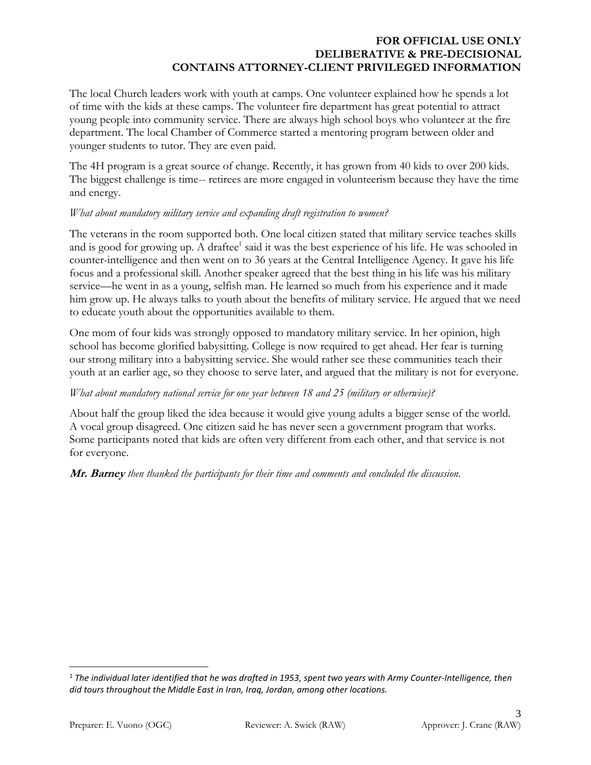The local Church leaders work with youth at camps. One volunteer explained how he spends a lot of time with the kids at these camps. The volunteer fire department has great potential to attract young people into community service. There are always high school boys who volunteer at the fire department. The local Chamber of Commerce started a mentoring program between older and younger students to tutor. They are even paid.

The 4H program is a great source of change. Recently, it has grown from 40 kids to over 200 kids. The biggest challenge is time-- retirees are more engaged in volunteerism because they have the time and energy.

*What about mandatory military service and expanding draft registration to women?*

The veterans in the room supported both. One local citizen stated that military service teaches skills and is good for growing up. A draftee[1] said it was the best experience of his life. He was schooled in counter-intelligence and then went on to 36 years at the Central Intelligence Agency. It gave his life focus and a professional skill. Another speaker agreed that the best thing in his life was his military service—he went in as a young, selfish man. He learned so much from his experience and it made him grow up. He always talks to youth about the benefits of military service. He argued that we need to educate youth about the opportunities available to them.

One mom of four kids was strongly opposed to mandatory military service. In her opinion, high school has become glorified babysitting. College is now required to get ahead. Her fear is turning our strong military into a babysitting service. She would rather see these communities teach their youth at an earlier age, so they choose to serve later, and argued that the military is not for everyone.

*What about mandatory national service for one year between 18 and 25 (military or otherwise)?*

About half the group liked the idea because it would give young adults a bigger sense of the world. A vocal group disagreed. One citizen said he has never seen a government program that works. Some participants noted that kids are often very different from each other, and that service is not for everyone.

***Mr. Barney** then thanked the participants for their time and comments and concluded the discussion.*

---

[1] *The individual later identified that he was drafted in 1953, spent two years with Army Counter-Intelligence, then did tours throughout the Middle East in Iran, Iraq, Jordan, among other locations.*